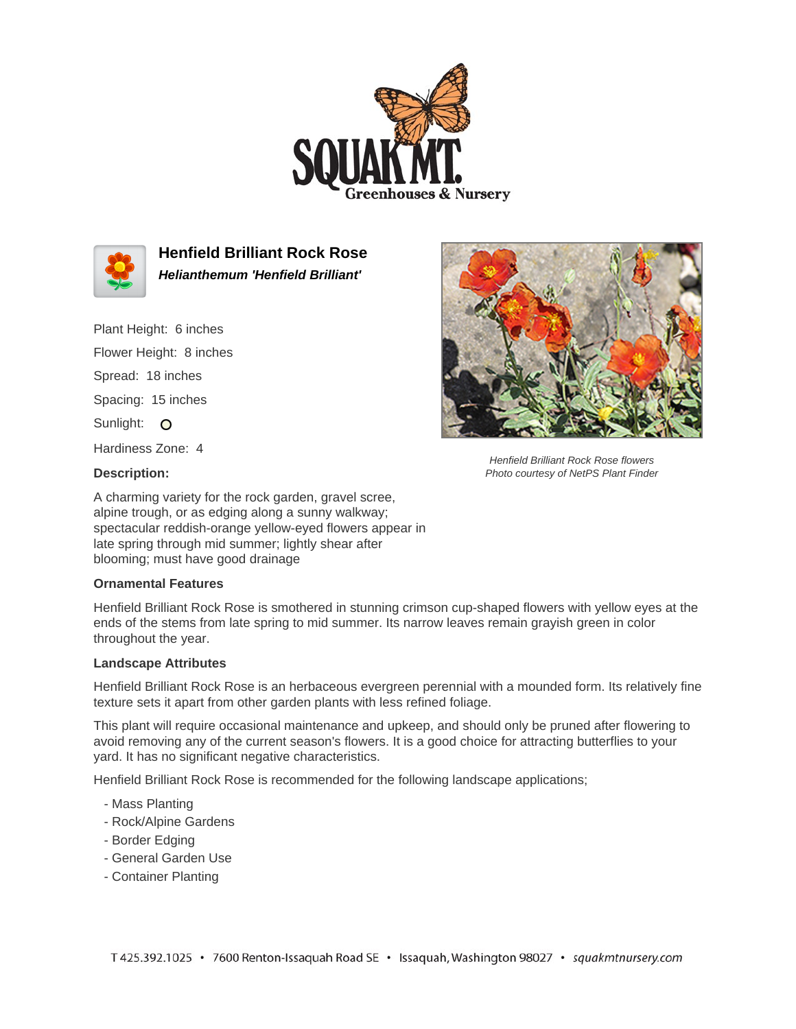# Henfield Brilliant Rock Rose

***Helianthemum 'Henfield Brilliant'***

Plant Height: 6 inches

Flower Height: 8 inches

Spread: 18 inches

Spacing: 15 inches

Sunlight: ○

Hardiness Zone: 4

*Henfield Brilliant Rock Rose flowers*
*Photo courtesy of NetPS Plant Finder*

### Description:

A charming variety for the rock garden, gravel scree, alpine trough, or as edging along a sunny walkway; spectacular reddish-orange yellow-eyed flowers appear in late spring through mid summer; lightly shear after blooming; must have good drainage

### Ornamental Features

Henfield Brilliant Rock Rose is smothered in stunning crimson cup-shaped flowers with yellow eyes at the ends of the stems from late spring to mid summer. Its narrow leaves remain grayish green in color throughout the year.

### Landscape Attributes

Henfield Brilliant Rock Rose is an herbaceous evergreen perennial with a mounded form. Its relatively fine texture sets it apart from other garden plants with less refined foliage.

This plant will require occasional maintenance and upkeep, and should only be pruned after flowering to avoid removing any of the current season's flowers. It is a good choice for attracting butterflies to your yard. It has no significant negative characteristics.

Henfield Brilliant Rock Rose is recommended for the following landscape applications;

- Mass Planting
- Rock/Alpine Gardens
- Border Edging
- General Garden Use
- Container Planting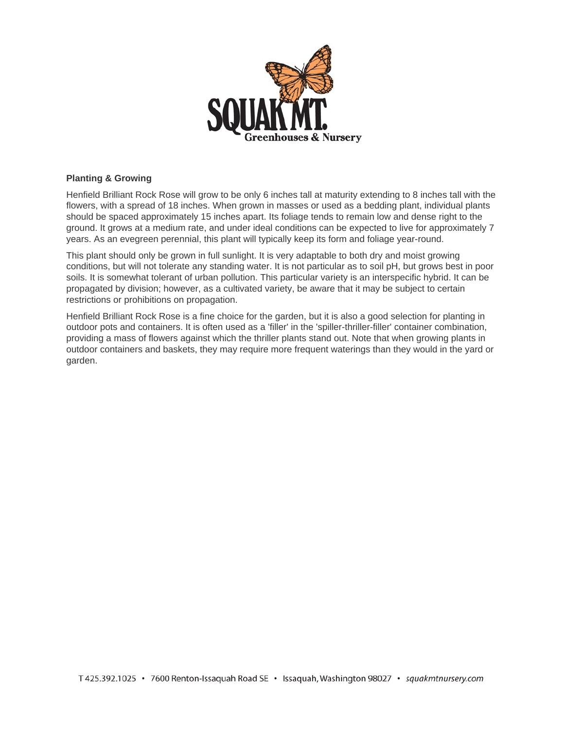**Planting & Growing**

Henfield Brilliant Rock Rose will grow to be only 6 inches tall at maturity extending to 8 inches tall with the flowers, with a spread of 18 inches. When grown in masses or used as a bedding plant, individual plants should be spaced approximately 15 inches apart. Its foliage tends to remain low and dense right to the ground. It grows at a medium rate, and under ideal conditions can be expected to live for approximately 7 years. As an evegreen perennial, this plant will typically keep its form and foliage year-round.

This plant should only be grown in full sunlight. It is very adaptable to both dry and moist growing conditions, but will not tolerate any standing water. It is not particular as to soil pH, but grows best in poor soils. It is somewhat tolerant of urban pollution. This particular variety is an interspecific hybrid. It can be propagated by division; however, as a cultivated variety, be aware that it may be subject to certain restrictions or prohibitions on propagation.

Henfield Brilliant Rock Rose is a fine choice for the garden, but it is also a good selection for planting in outdoor pots and containers. It is often used as a 'filler' in the 'spiller-thriller-filler' container combination, providing a mass of flowers against which the thriller plants stand out. Note that when growing plants in outdoor containers and baskets, they may require more frequent waterings than they would in the yard or garden.